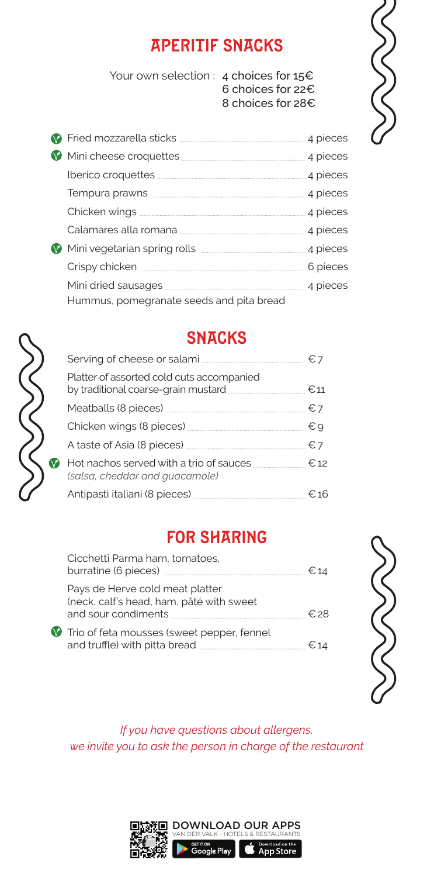## APERITIF SNACKS

Your own selection : 4 choices for 15€
6 choices for 22€
8 choices for 28€

| Item | Quantity |
|---|---|
| Fried mozzarella sticks | 4 pieces |
| Mini cheese croquettes | 4 pieces |
| Iberico croquettes | 4 pieces |
| Tempura prawns | 4 pieces |
| Chicken wings | 4 pieces |
| Calamares alla romana | 4 pieces |
| Mini vegetarian spring rolls | 4 pieces |
| Crispy chicken | 6 pieces |
| Mini dried sausages | 4 pieces |
| Hummus, pomegranate seeds and pita bread | |

## SNACKS

| Item | Price |
|---|---|
| Serving of cheese or salami | € 7 |
| Platter of assorted cold cuts accompanied by traditional coarse-grain mustard | € 11 |
| Meatballs (8 pieces) | € 7 |
| Chicken wings (8 pieces) | € 9 |
| A taste of Asia (8 pieces) | € 7 |
| Hot nachos served with a trio of sauces *(salsa, cheddar and guacamole)* | € 12 |
| Antipasti italiani (8 pieces) | € 16 |

## FOR SHARING

| Item | Price |
|---|---|
| Cicchetti Parma ham, tomatoes, burratine (6 pieces) | € 14 |
| Pays de Herve cold meat platter (neck, calf's head, ham, pâté with sweet and sour condiments | € 28 |
| Trio of feta mousses (sweet pepper, fennel and truffle) with pitta bread | € 14 |

*If you have questions about allergens, we invite you to ask the person in charge of the restaurant*

DOWNLOAD OUR APPS
VAN DER VALK - HOTELS & RESTAURANTS
GET IT ON Google Play | Download on the App Store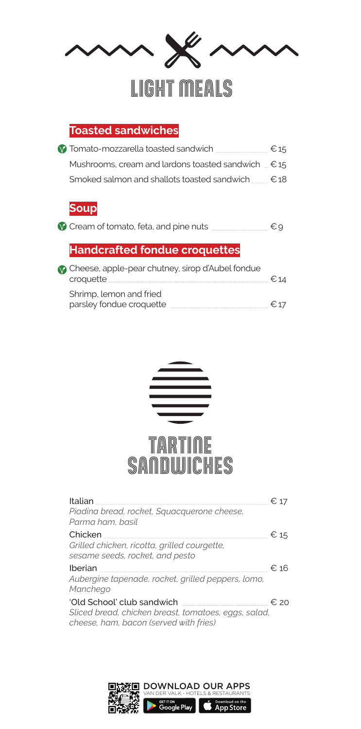# LIGHT MEALS

## Toasted sandwiches

- Tomato-mozzarella toasted sandwich € 15
- Mushrooms, cream and lardons toasted sandwich € 15
- Smoked salmon and shallots toasted sandwich € 18

## Soup

- Cream of tomato, feta, and pine nuts € 9

## Handcrafted fondue croquettes

- Cheese, apple-pear chutney, sirop d'Aubel fondue croquette € 14
- Shrimp, lemon and fried parsley fondue croquette € 17

# TARTINE SANDWICHES

**Italian** € 17
*Piadina bread, rocket, Squacquerone cheese, Parma ham, basil*

**Chicken** € 15
*Grilled chicken, ricotta, grilled courgette, sesame seeds, rocket, and pesto*

**Iberian** € 16
*Aubergine tapenade, rocket, grilled peppers, lomo, Manchego*

**'Old School' club sandwich** € 20
*Sliced bread, chicken breast, tomatoes, eggs, salad, cheese, ham, bacon (served with fries)*

DOWNLOAD OUR APPS
VAN DER VALK - HOTELS & RESTAURANTS
GET IT ON Google Play | Download on the App Store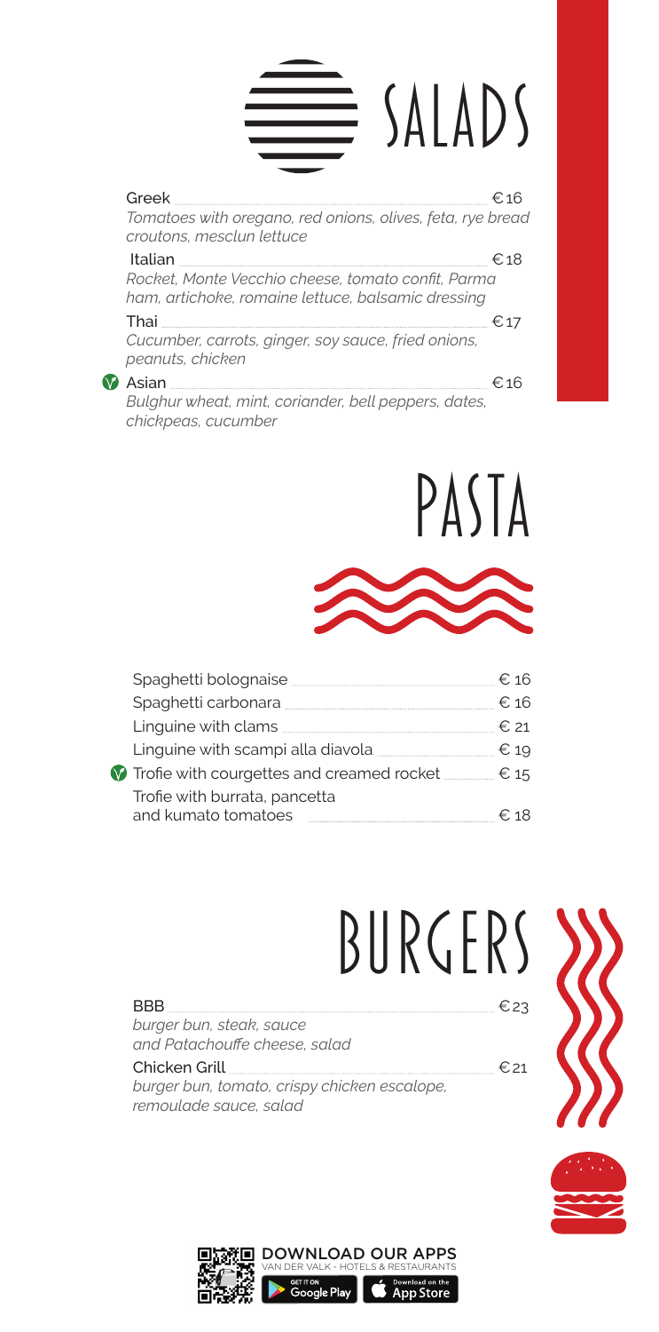# SALADS

**Greek** — €16
*Tomatoes with oregano, red onions, olives, feta, rye bread croutons, mesclun lettuce*

**Italian** — €18
*Rocket, Monte Vecchio cheese, tomato confit, Parma ham, artichoke, romaine lettuce, balsamic dressing*

**Thai** — €17
*Cucumber, carrots, ginger, soy sauce, fried onions, peanuts, chicken*

**Asian** — €16
*Bulghur wheat, mint, coriander, bell peppers, dates, chickpeas, cucumber*

# PASTA

- Spaghetti bolognaise — € 16
- Spaghetti carbonara — € 16
- Linguine with clams — € 21
- Linguine with scampi alla diavola — € 19
- Trofie with courgettes and creamed rocket — € 15
- Trofie with burrata, pancetta and kumato tomatoes — € 18

# BURGERS

**BBB** — €23
*burger bun, steak, sauce and Patachouffe cheese, salad*

**Chicken Grill** — €21
*burger bun, tomato, crispy chicken escalope, remoulade sauce, salad*

DOWNLOAD OUR APPS
VAN DER VALK - HOTELS & RESTAURANTS
GET IT ON Google Play | Download on the App Store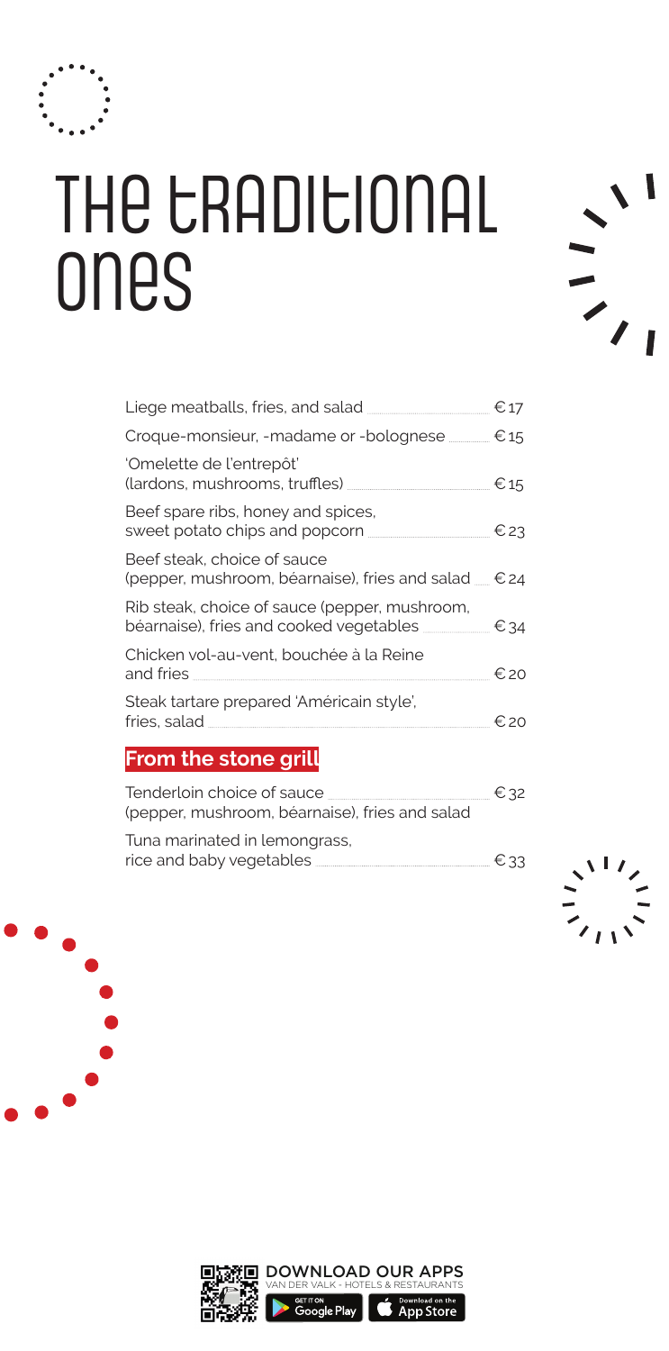# The traditional ones

| | |
|---|---|
| Liege meatballs, fries, and salad | € 17 |
| Croque-monsieur, -madame or -bolognese | € 15 |
| 'Omelette de l'entrepôt' (lardons, mushrooms, truffles) | € 15 |
| Beef spare ribs, honey and spices, sweet potato chips and popcorn | € 23 |
| Beef steak, choice of sauce (pepper, mushroom, béarnaise), fries and salad | € 24 |
| Rib steak, choice of sauce (pepper, mushroom, béarnaise), fries and cooked vegetables | € 34 |
| Chicken vol-au-vent, bouchée à la Reine and fries | € 20 |
| Steak tartare prepared 'Américain style', fries, salad | € 20 |

## From the stone grill

| | |
|---|---|
| Tenderloin choice of sauce (pepper, mushroom, béarnaise), fries and salad | € 32 |
| Tuna marinated in lemongrass, rice and baby vegetables | € 33 |

DOWNLOAD OUR APPS
VAN DER VALK - HOTELS & RESTAURANTS
GET IT ON Google Play
Download on the App Store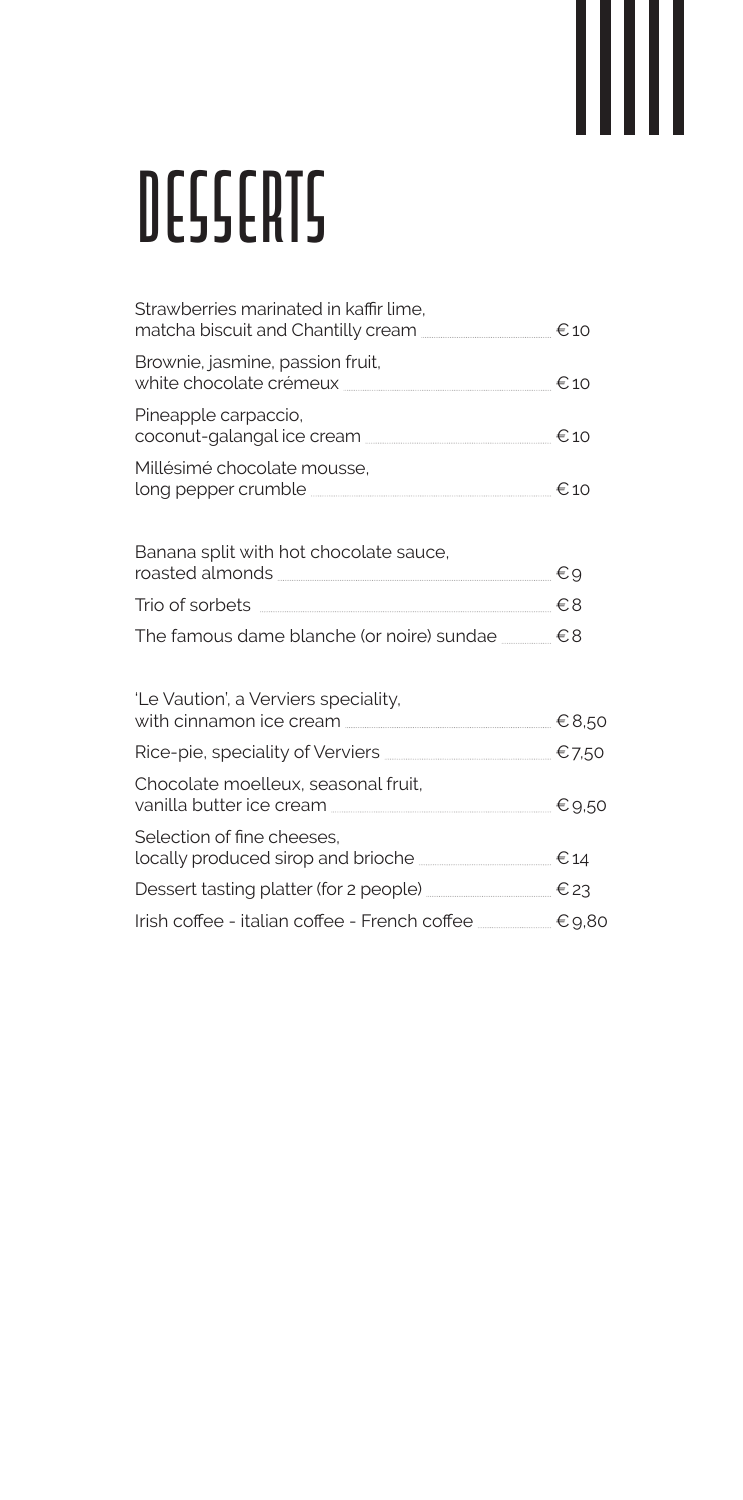# DESSERTS

| | |
|---|---|
| Strawberries marinated in kaffir lime, matcha biscuit and Chantilly cream | € 10 |
| Brownie, jasmine, passion fruit, white chocolate crémeux | € 10 |
| Pineapple carpaccio, coconut-galangal ice cream | € 10 |
| Millésimé chocolate mousse, long pepper crumble | € 10 |
| | |
| Banana split with hot chocolate sauce, roasted almonds | € 9 |
| Trio of sorbets | € 8 |
| The famous dame blanche (or noire) sundae | € 8 |
| | |
| 'Le Vaution', a Verviers speciality, with cinnamon ice cream | € 8,50 |
| Rice-pie, speciality of Verviers | € 7,50 |
| Chocolate moelleux, seasonal fruit, vanilla butter ice cream | € 9,50 |
| Selection of fine cheeses, locally produced sirop and brioche | € 14 |
| Dessert tasting platter (for 2 people) | € 23 |
| Irish coffee - italian coffee - French coffee | € 9,80 |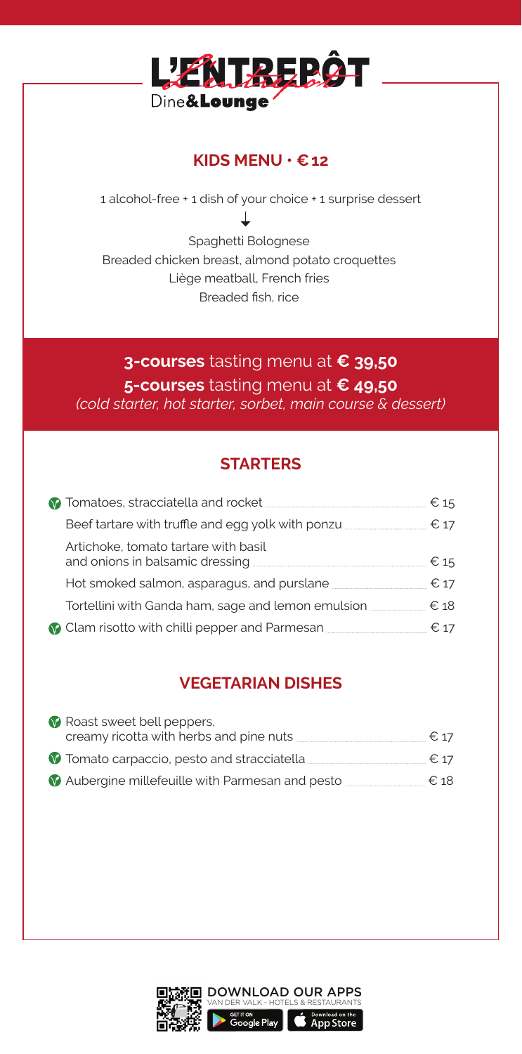# L'ENTREPÔT

Dine&Lounge

## KIDS MENU · € 12

1 alcohol-free + 1 dish of your choice + 1 surprise dessert

↓

Spaghetti Bolognese
Breaded chicken breast, almond potato croquettes
Liège meatball, French fries
Breaded fish, rice

**3-courses** tasting menu at **€ 39,50**
**5-courses** tasting menu at **€ 49,50**
*(cold starter, hot starter, sorbet, main course & dessert)*

## STARTERS

| Dish | Price |
|---|---|
| (V) Tomatoes, stracciatella and rocket | € 15 |
| Beef tartare with truffle and egg yolk with ponzu | € 17 |
| Artichoke, tomato tartare with basil and onions in balsamic dressing | € 15 |
| Hot smoked salmon, asparagus, and purslane | € 17 |
| Tortellini with Ganda ham, sage and lemon emulsion | € 18 |
| (V) Clam risotto with chilli pepper and Parmesan | € 17 |

## VEGETARIAN DISHES

| Dish | Price |
|---|---|
| (V) Roast sweet bell peppers, creamy ricotta with herbs and pine nuts | € 17 |
| (V) Tomato carpaccio, pesto and stracciatella | € 17 |
| (V) Aubergine millefeuille with Parmesan and pesto | € 18 |

DOWNLOAD OUR APPS
VAN DER VALK - HOTELS & RESTAURANTS
GET IT ON Google Play | Download on the App Store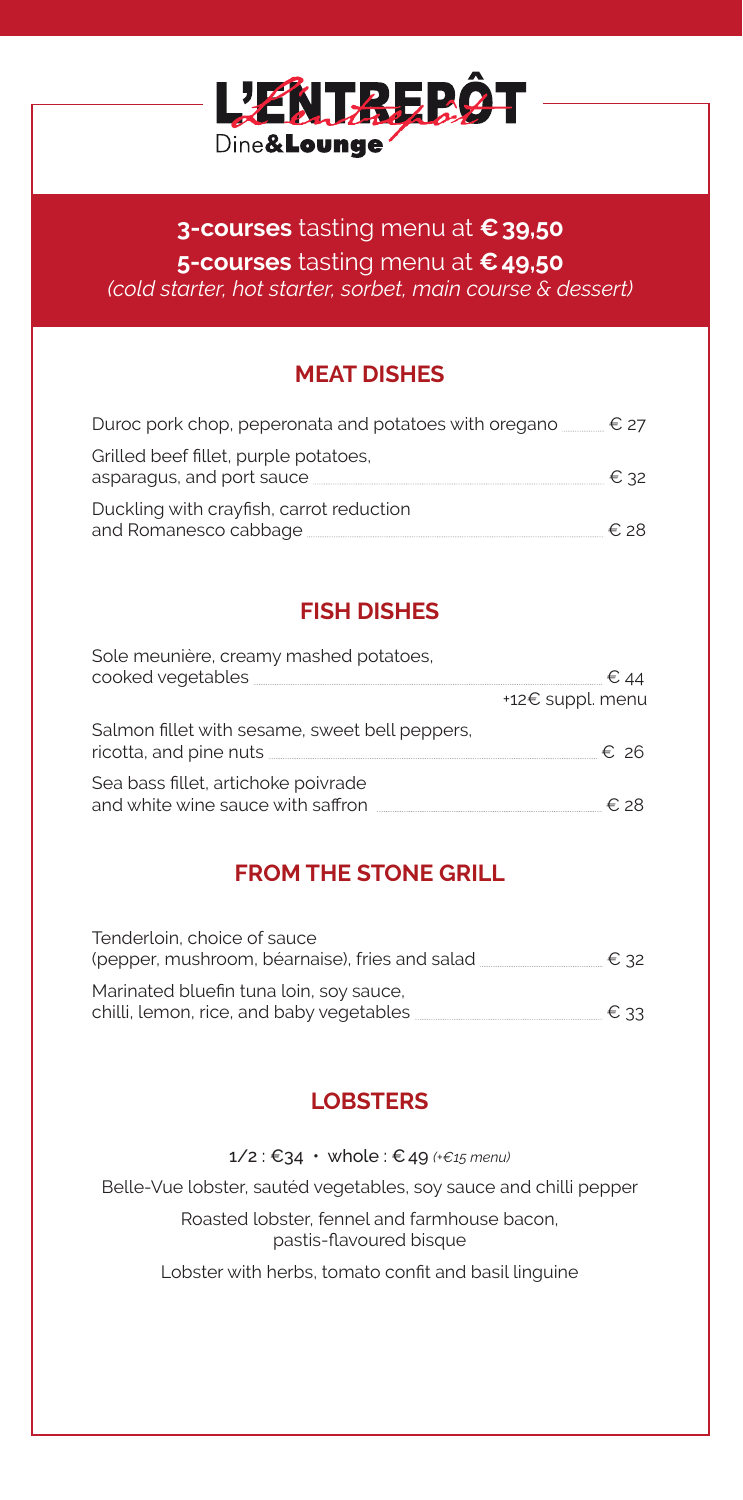# L'ENTREPÔT

Dine&**Lounge**

**3-courses** tasting menu at **€ 39,50**

**5-courses** tasting menu at **€ 49,50**

*(cold starter, hot starter, sorbet, main course & dessert)*

## MEAT DISHES

Duroc pork chop, peperonata and potatoes with oregano ........ € 27

Grilled beef fillet, purple potatoes, asparagus, and port sauce ........ € 32

Duckling with crayfish, carrot reduction and Romanesco cabbage ........ € 28

## FISH DISHES

Sole meunière, creamy mashed potatoes, cooked vegetables ........ € 44
+12€ suppl. menu

Salmon fillet with sesame, sweet bell peppers, ricotta, and pine nuts ........ € 26

Sea bass fillet, artichoke poivrade and white wine sauce with saffron ........ € 28

## FROM THE STONE GRILL

Tenderloin, choice of sauce (pepper, mushroom, béarnaise), fries and salad ........ € 32

Marinated bluefin tuna loin, soy sauce, chilli, lemon, rice, and baby vegetables ........ € 33

## LOBSTERS

1/2 : €34 • whole : € 49 *(+€15 menu)*

Belle-Vue lobster, sautéd vegetables, soy sauce and chilli pepper

Roasted lobster, fennel and farmhouse bacon, pastis-flavoured bisque

Lobster with herbs, tomato confit and basil linguine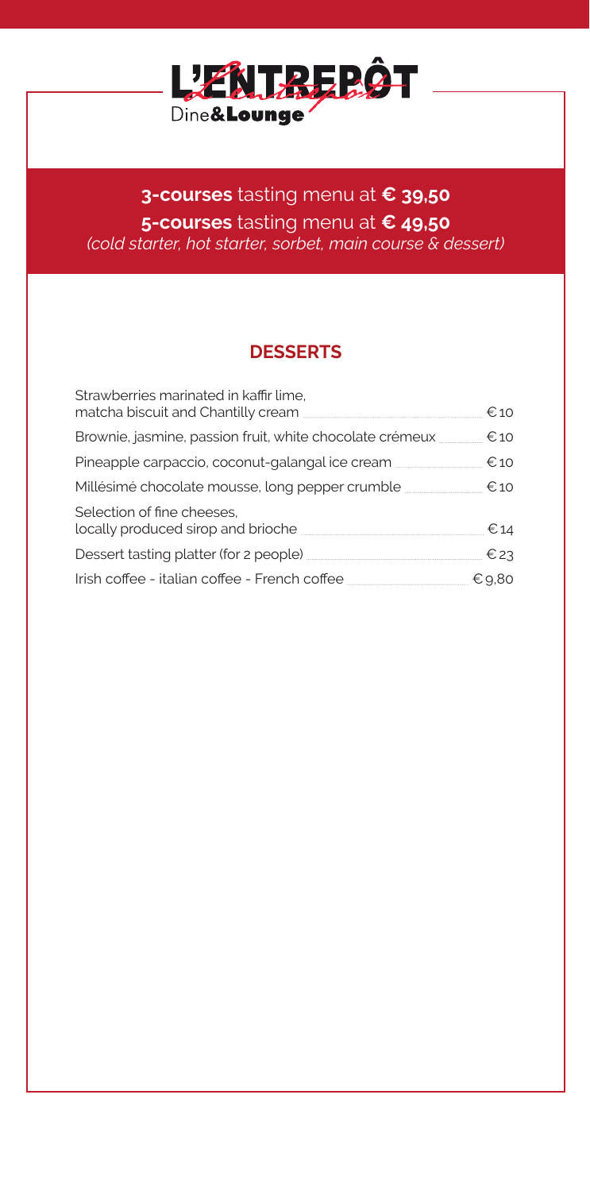# L'ENTREPÔT

Dine&**Lounge**

**3-courses** tasting menu at **€ 39,50**

**5-courses** tasting menu at **€ 49,50**

*(cold starter, hot starter, sorbet, main course & dessert)*

## DESSERTS

| | |
|---|---|
| Strawberries marinated in kaffir lime, matcha biscuit and Chantilly cream | € 10 |
| Brownie, jasmine, passion fruit, white chocolate crémeux | € 10 |
| Pineapple carpaccio, coconut-galangal ice cream | € 10 |
| Millésimé chocolate mousse, long pepper crumble | € 10 |
| Selection of fine cheeses, locally produced sirop and brioche | € 14 |
| Dessert tasting platter (for 2 people) | € 23 |
| Irish coffee - italian coffee - French coffee | € 9,80 |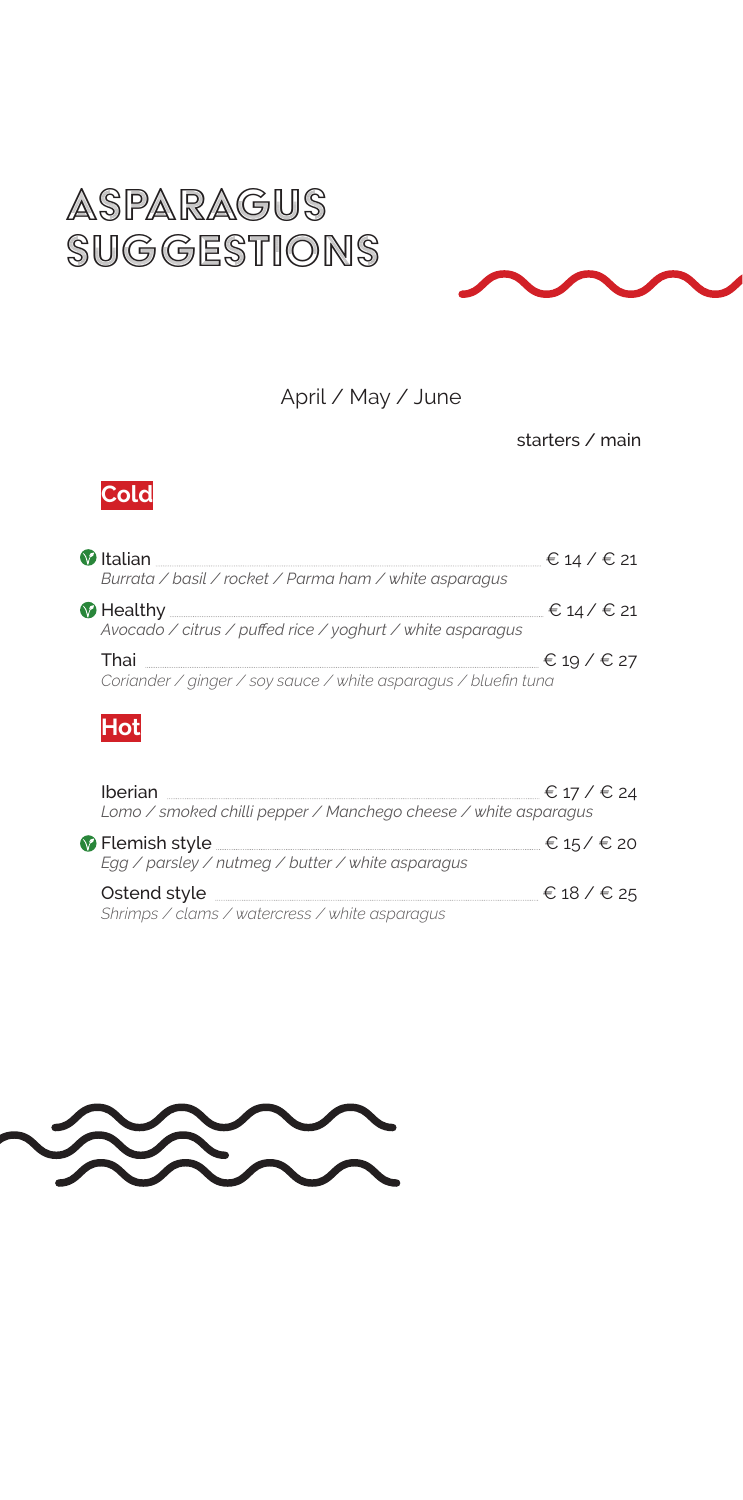# ASPARAGUS SUGGESTIONS

April / May / June

starters / main

## Cold

Italian ........ € 14 / € 21
*Burrata / basil / rocket / Parma ham / white asparagus*

Healthy ........ € 14 / € 21
*Avocado / citrus / puffed rice / yoghurt / white asparagus*

Thai ........ € 19 / € 27
*Coriander / ginger / soy sauce / white asparagus / bluefin tuna*

## Hot

Iberian ........ € 17 / € 24
*Lomo / smoked chilli pepper / Manchego cheese / white asparagus*

Flemish style ........ € 15 / € 20
*Egg / parsley / nutmeg / butter / white asparagus*

Ostend style ........ € 18 / € 25
*Shrimps / clams / watercress / white asparagus*